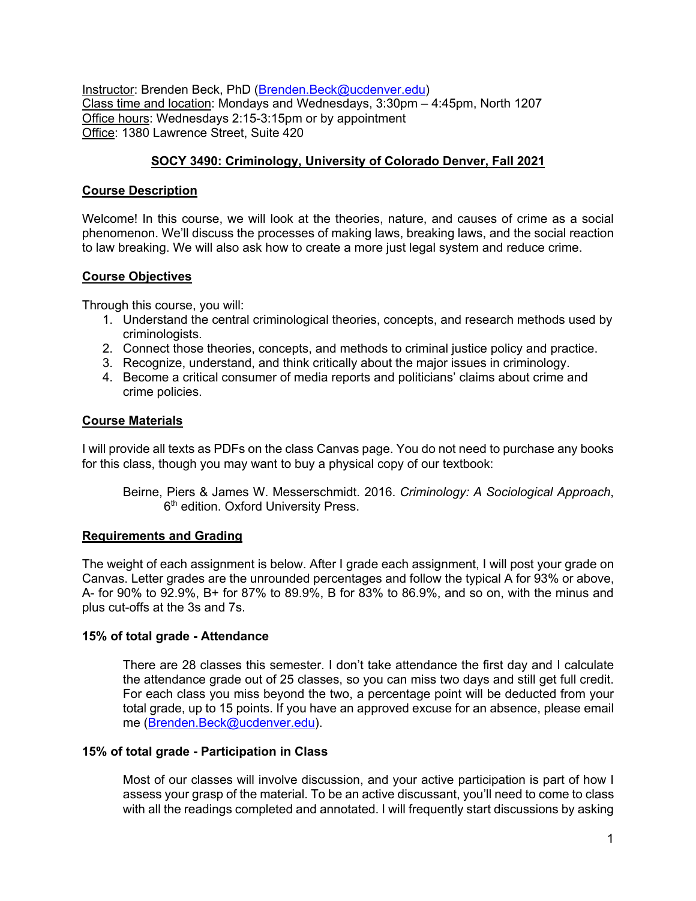Instructor: Brenden Beck, PhD (Brenden.Beck@ucdenver.edu)
Class time and location: Mondays and Wednesdays, 3:30pm – 4:45pm, North 1207
Office hours: Wednesdays 2:15-3:15pm or by appointment
Office: 1380 Lawrence Street, Suite 420

# SOCY 3490: Criminology, University of Colorado Denver, Fall 2021

## Course Description

Welcome! In this course, we will look at the theories, nature, and causes of crime as a social phenomenon. We'll discuss the processes of making laws, breaking laws, and the social reaction to law breaking. We will also ask how to create a more just legal system and reduce crime.

## Course Objectives

Through this course, you will:

1. Understand the central criminological theories, concepts, and research methods used by criminologists.
2. Connect those theories, concepts, and methods to criminal justice policy and practice.
3. Recognize, understand, and think critically about the major issues in criminology.
4. Become a critical consumer of media reports and politicians' claims about crime and crime policies.

## Course Materials

I will provide all texts as PDFs on the class Canvas page. You do not need to purchase any books for this class, though you may want to buy a physical copy of our textbook:

> Beirne, Piers & James W. Messerschmidt. 2016. *Criminology: A Sociological Approach*, 6th edition. Oxford University Press.

## Requirements and Grading

The weight of each assignment is below. After I grade each assignment, I will post your grade on Canvas. Letter grades are the unrounded percentages and follow the typical A for 93% or above, A- for 90% to 92.9%, B+ for 87% to 89.9%, B for 83% to 86.9%, and so on, with the minus and plus cut-offs at the 3s and 7s.

### 15% of total grade - Attendance

> There are 28 classes this semester. I don't take attendance the first day and I calculate the attendance grade out of 25 classes, so you can miss two days and still get full credit. For each class you miss beyond the two, a percentage point will be deducted from your total grade, up to 15 points. If you have an approved excuse for an absence, please email me (Brenden.Beck@ucdenver.edu).

### 15% of total grade - Participation in Class

> Most of our classes will involve discussion, and your active participation is part of how I assess your grasp of the material. To be an active discussant, you'll need to come to class with all the readings completed and annotated. I will frequently start discussions by asking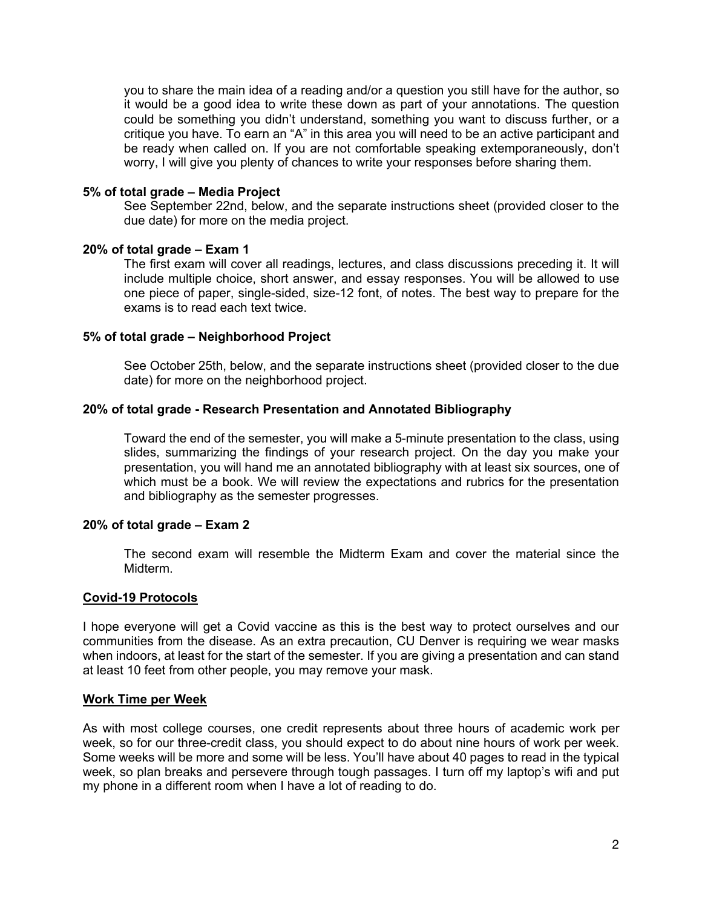you to share the main idea of a reading and/or a question you still have for the author, so it would be a good idea to write these down as part of your annotations. The question could be something you didn't understand, something you want to discuss further, or a critique you have. To earn an "A" in this area you will need to be an active participant and be ready when called on. If you are not comfortable speaking extemporaneously, don't worry, I will give you plenty of chances to write your responses before sharing them.

**5% of total grade – Media Project**

See September 22nd, below, and the separate instructions sheet (provided closer to the due date) for more on the media project.

**20% of total grade – Exam 1**

The first exam will cover all readings, lectures, and class discussions preceding it. It will include multiple choice, short answer, and essay responses. You will be allowed to use one piece of paper, single-sided, size-12 font, of notes. The best way to prepare for the exams is to read each text twice.

**5% of total grade – Neighborhood Project**

See October 25th, below, and the separate instructions sheet (provided closer to the due date) for more on the neighborhood project.

**20% of total grade - Research Presentation and Annotated Bibliography**

Toward the end of the semester, you will make a 5-minute presentation to the class, using slides, summarizing the findings of your research project. On the day you make your presentation, you will hand me an annotated bibliography with at least six sources, one of which must be a book. We will review the expectations and rubrics for the presentation and bibliography as the semester progresses.

**20% of total grade – Exam 2**

The second exam will resemble the Midterm Exam and cover the material since the Midterm.

**<u>Covid-19 Protocols</u>**

I hope everyone will get a Covid vaccine as this is the best way to protect ourselves and our communities from the disease. As an extra precaution, CU Denver is requiring we wear masks when indoors, at least for the start of the semester. If you are giving a presentation and can stand at least 10 feet from other people, you may remove your mask.

**<u>Work Time per Week</u>**

As with most college courses, one credit represents about three hours of academic work per week, so for our three-credit class, you should expect to do about nine hours of work per week. Some weeks will be more and some will be less. You'll have about 40 pages to read in the typical week, so plan breaks and persevere through tough passages. I turn off my laptop's wifi and put my phone in a different room when I have a lot of reading to do.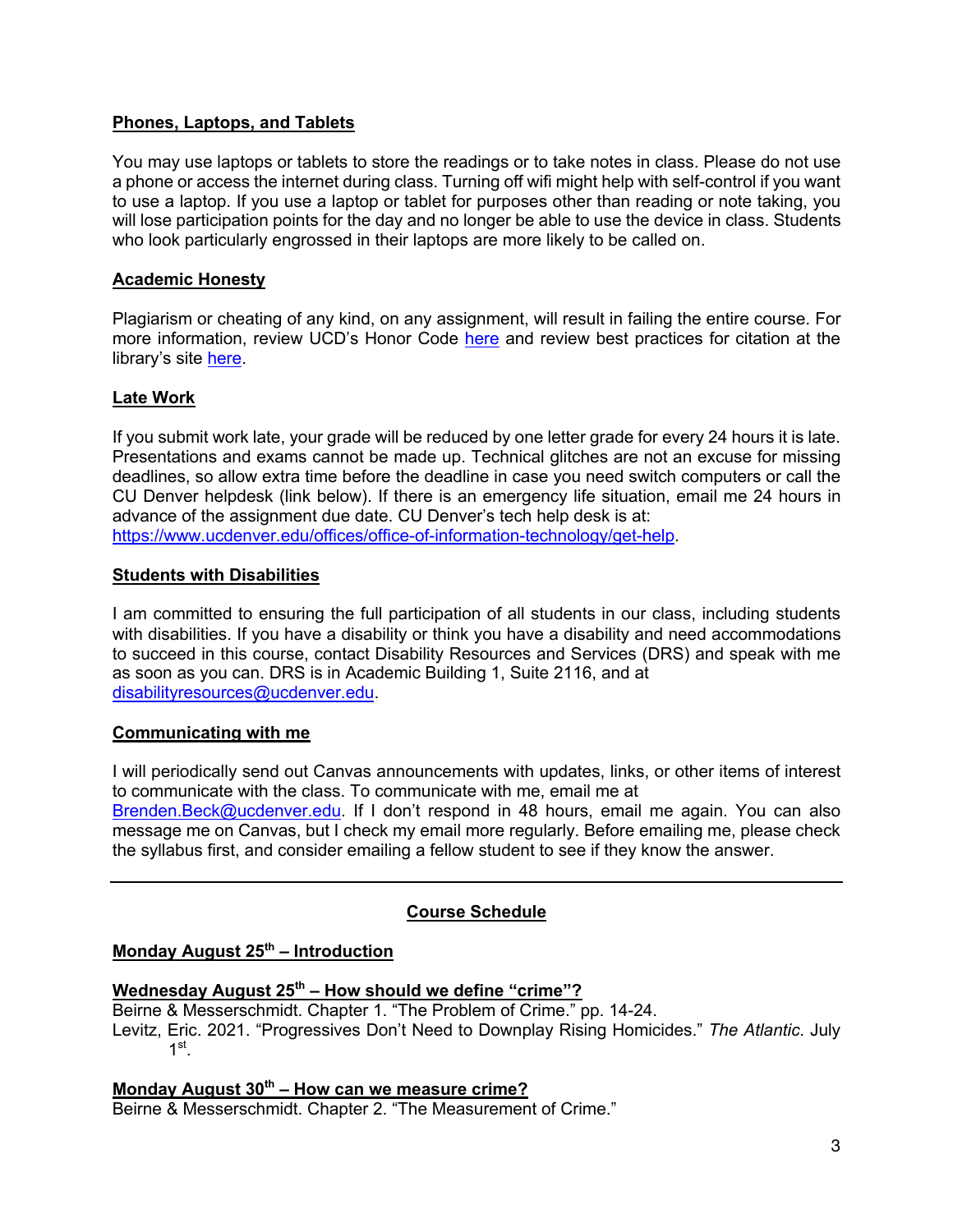## Phones, Laptops, and Tablets

You may use laptops or tablets to store the readings or to take notes in class. Please do not use a phone or access the internet during class. Turning off wifi might help with self-control if you want to use a laptop. If you use a laptop or tablet for purposes other than reading or note taking, you will lose participation points for the day and no longer be able to use the device in class. Students who look particularly engrossed in their laptops are more likely to be called on.

## Academic Honesty

Plagiarism or cheating of any kind, on any assignment, will result in failing the entire course. For more information, review UCD's Honor Code here and review best practices for citation at the library's site here.

## Late Work

If you submit work late, your grade will be reduced by one letter grade for every 24 hours it is late. Presentations and exams cannot be made up. Technical glitches are not an excuse for missing deadlines, so allow extra time before the deadline in case you need switch computers or call the CU Denver helpdesk (link below). If there is an emergency life situation, email me 24 hours in advance of the assignment due date. CU Denver's tech help desk is at: https://www.ucdenver.edu/offices/office-of-information-technology/get-help.

## Students with Disabilities

I am committed to ensuring the full participation of all students in our class, including students with disabilities. If you have a disability or think you have a disability and need accommodations to succeed in this course, contact Disability Resources and Services (DRS) and speak with me as soon as you can. DRS is in Academic Building 1, Suite 2116, and at disabilityresources@ucdenver.edu.

## Communicating with me

I will periodically send out Canvas announcements with updates, links, or other items of interest to communicate with the class. To communicate with me, email me at Brenden.Beck@ucdenver.edu. If I don't respond in 48 hours, email me again. You can also message me on Canvas, but I check my email more regularly. Before emailing me, please check the syllabus first, and consider emailing a fellow student to see if they know the answer.

---

## Course Schedule

### Monday August 25th – Introduction

### Wednesday August 25th – How should we define "crime"?

Beirne & Messerschmidt. Chapter 1. "The Problem of Crime." pp. 14-24.
Levitz, Eric. 2021. "Progressives Don't Need to Downplay Rising Homicides." *The Atlantic*. July 1st.

### Monday August 30th – How can we measure crime?

Beirne & Messerschmidt. Chapter 2. "The Measurement of Crime."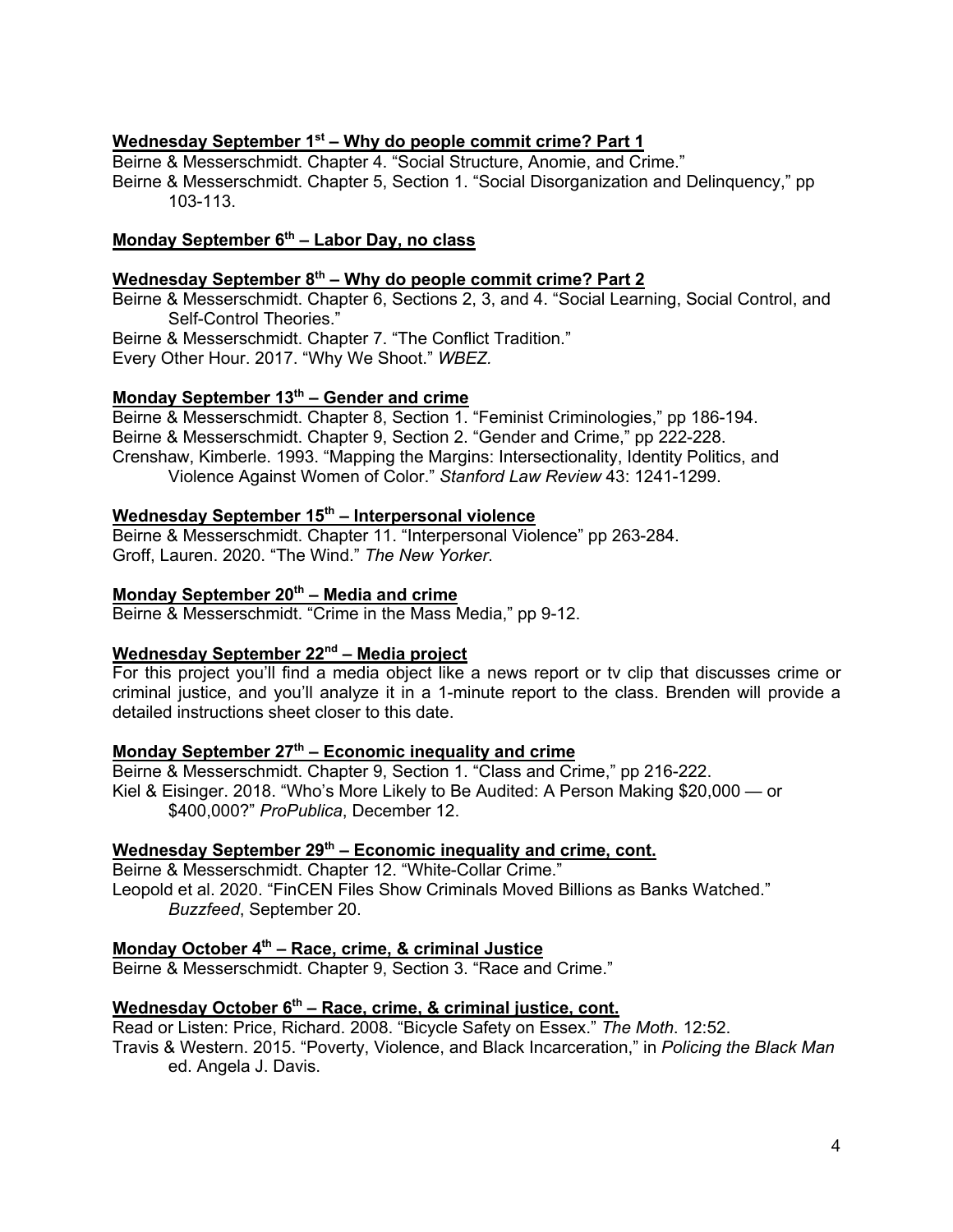**Wednesday September 1st – Why do people commit crime? Part 1**

Beirne & Messerschmidt. Chapter 4. "Social Structure, Anomie, and Crime."
Beirne & Messerschmidt. Chapter 5, Section 1. "Social Disorganization and Delinquency," pp 103-113.

**Monday September 6th – Labor Day, no class**

**Wednesday September 8th – Why do people commit crime? Part 2**

Beirne & Messerschmidt. Chapter 6, Sections 2, 3, and 4. "Social Learning, Social Control, and Self-Control Theories."
Beirne & Messerschmidt. Chapter 7. "The Conflict Tradition."
Every Other Hour. 2017. "Why We Shoot." *WBEZ.*

**Monday September 13th – Gender and crime**

Beirne & Messerschmidt. Chapter 8, Section 1. "Feminist Criminologies," pp 186-194.
Beirne & Messerschmidt. Chapter 9, Section 2. "Gender and Crime," pp 222-228.
Crenshaw, Kimberle. 1993. "Mapping the Margins: Intersectionality, Identity Politics, and Violence Against Women of Color." *Stanford Law Review* 43: 1241-1299.

**Wednesday September 15th – Interpersonal violence**

Beirne & Messerschmidt. Chapter 11. "Interpersonal Violence" pp 263-284.
Groff, Lauren. 2020. "The Wind." *The New Yorker*.

**Monday September 20th – Media and crime**

Beirne & Messerschmidt. "Crime in the Mass Media," pp 9-12.

**Wednesday September 22nd – Media project**

For this project you'll find a media object like a news report or tv clip that discusses crime or criminal justice, and you'll analyze it in a 1-minute report to the class. Brenden will provide a detailed instructions sheet closer to this date.

**Monday September 27th – Economic inequality and crime**

Beirne & Messerschmidt. Chapter 9, Section 1. "Class and Crime," pp 216-222.
Kiel & Eisinger. 2018. "Who's More Likely to Be Audited: A Person Making $20,000 — or $400,000?" *ProPublica*, December 12.

**Wednesday September 29th – Economic inequality and crime, cont.**

Beirne & Messerschmidt. Chapter 12. "White-Collar Crime."
Leopold et al. 2020. "FinCEN Files Show Criminals Moved Billions as Banks Watched." *Buzzfeed*, September 20.

**Monday October 4th – Race, crime, & criminal Justice**

Beirne & Messerschmidt. Chapter 9, Section 3. "Race and Crime."

**Wednesday October 6th – Race, crime, & criminal justice, cont.**

Read or Listen: Price, Richard. 2008. "Bicycle Safety on Essex." *The Moth*. 12:52.
Travis & Western. 2015. "Poverty, Violence, and Black Incarceration," in *Policing the Black Man* ed. Angela J. Davis.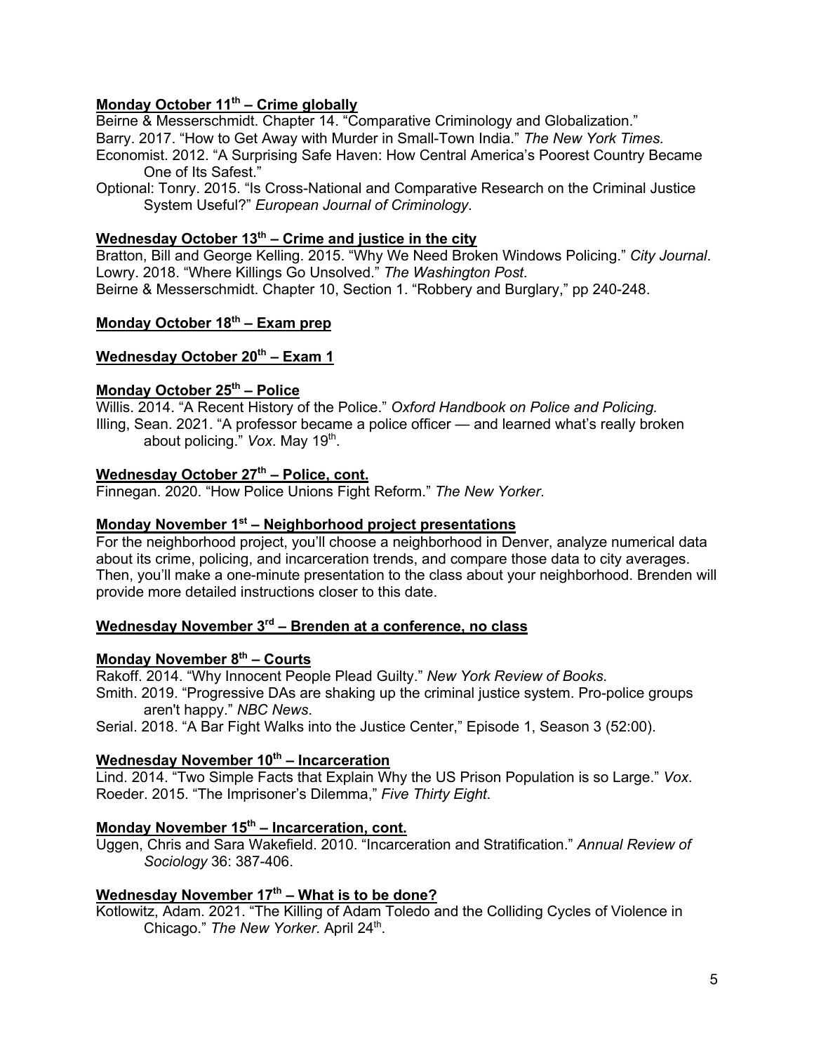**Monday October 11th – Crime globally**

Beirne & Messerschmidt. Chapter 14. "Comparative Criminology and Globalization."
Barry. 2017. "How to Get Away with Murder in Small-Town India." *The New York Times.*
Economist. 2012. "A Surprising Safe Haven: How Central America's Poorest Country Became One of Its Safest."
Optional: Tonry. 2015. "Is Cross-National and Comparative Research on the Criminal Justice System Useful?" *European Journal of Criminology*.

**Wednesday October 13th – Crime and justice in the city**

Bratton, Bill and George Kelling. 2015. "Why We Need Broken Windows Policing." *City Journal*.
Lowry. 2018. "Where Killings Go Unsolved." *The Washington Post*.
Beirne & Messerschmidt. Chapter 10, Section 1. "Robbery and Burglary," pp 240-248.

**Monday October 18th – Exam prep**

**Wednesday October 20th – Exam 1**

**Monday October 25th – Police**

Willis. 2014. "A Recent History of the Police." *Oxford Handbook on Police and Policing.*
Illing, Sean. 2021. "A professor became a police officer — and learned what's really broken about policing." *Vox*. May 19th.

**Wednesday October 27th – Police, cont.**

Finnegan. 2020. "How Police Unions Fight Reform." *The New Yorker*.

**Monday November 1st – Neighborhood project presentations**

For the neighborhood project, you'll choose a neighborhood in Denver, analyze numerical data about its crime, policing, and incarceration trends, and compare those data to city averages. Then, you'll make a one-minute presentation to the class about your neighborhood. Brenden will provide more detailed instructions closer to this date.

**Wednesday November 3rd – Brenden at a conference, no class**

**Monday November 8th – Courts**

Rakoff. 2014. "Why Innocent People Plead Guilty." *New York Review of Books*.
Smith. 2019. "Progressive DAs are shaking up the criminal justice system. Pro-police groups aren't happy." *NBC News*.
Serial. 2018. "A Bar Fight Walks into the Justice Center," Episode 1, Season 3 (52:00).

**Wednesday November 10th – Incarceration**

Lind. 2014. "Two Simple Facts that Explain Why the US Prison Population is so Large." *Vox*.
Roeder. 2015. "The Imprisoner's Dilemma," *Five Thirty Eight*.

**Monday November 15th – Incarceration, cont.**

Uggen, Chris and Sara Wakefield. 2010. "Incarceration and Stratification." *Annual Review of Sociology* 36: 387-406.

**Wednesday November 17th – What is to be done?**

Kotlowitz, Adam. 2021. "The Killing of Adam Toledo and the Colliding Cycles of Violence in Chicago." *The New Yorker*. April 24th.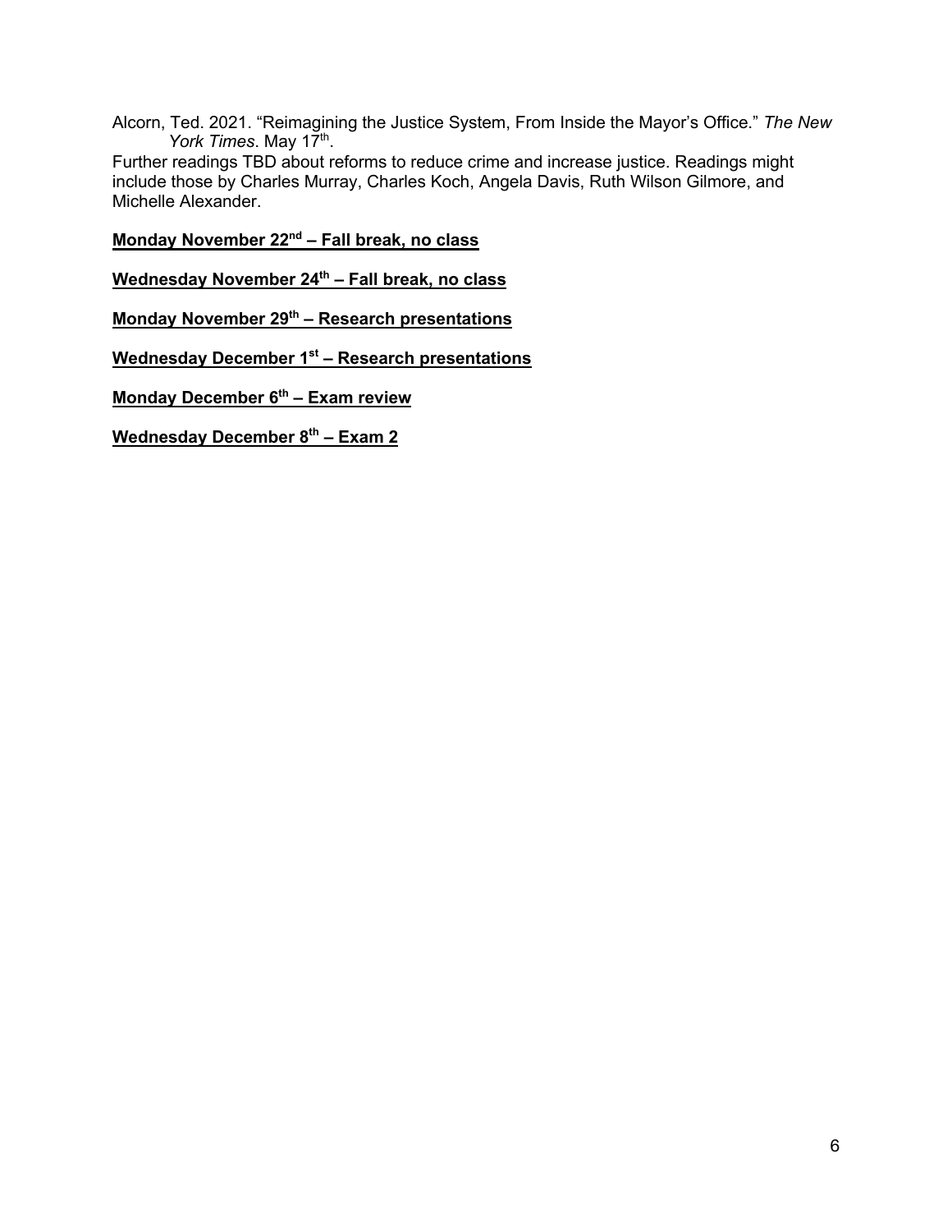Alcorn, Ted. 2021. "Reimagining the Justice System, From Inside the Mayor's Office." *The New York Times*. May 17th.

Further readings TBD about reforms to reduce crime and increase justice. Readings might include those by Charles Murray, Charles Koch, Angela Davis, Ruth Wilson Gilmore, and Michelle Alexander.

**Monday November 22nd – Fall break, no class**

**Wednesday November 24th – Fall break, no class**

**Monday November 29th – Research presentations**

**Wednesday December 1st – Research presentations**

**Monday December 6th – Exam review**

**Wednesday December 8th – Exam 2**